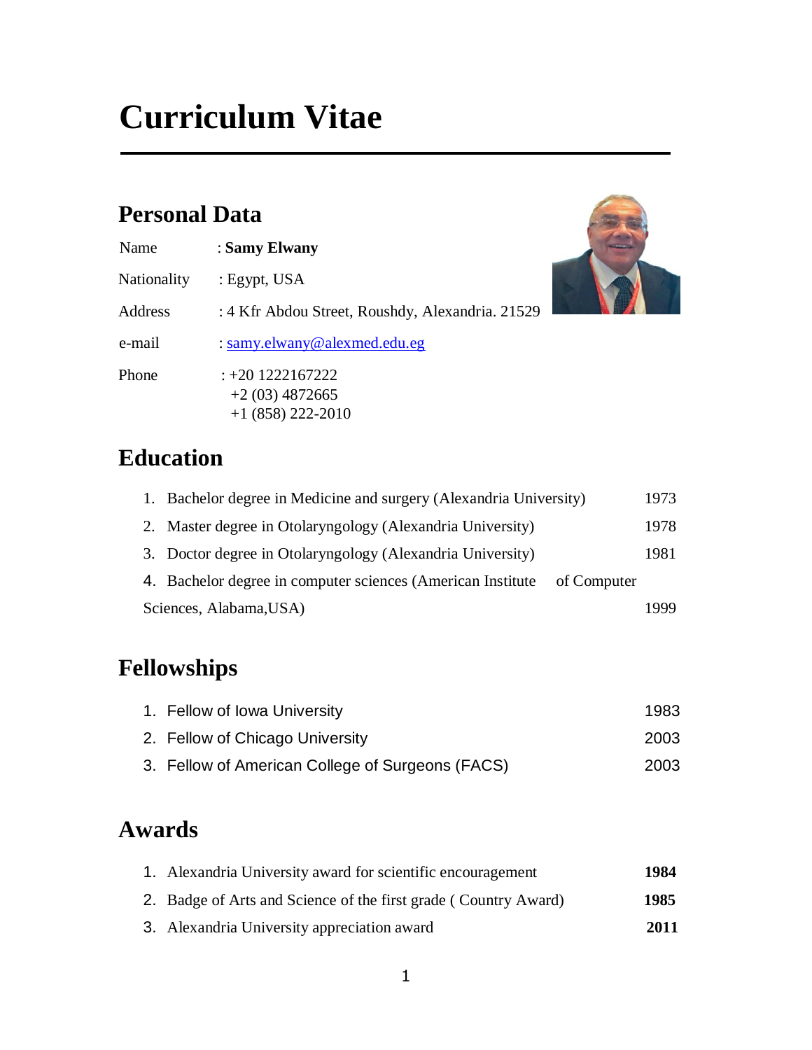# Curriculum Vitae

## Personal Data

| | |
|---|---|
| Name | : **Samy Elwany** |
| Nationality | : Egypt, USA |
| Address | : 4 Kfr Abdou Street, Roushdy, Alexandria. 21529 |
| e-mail | : samy.elwany@alexmed.edu.eg |
| Phone | : +20 1222167222<br>+2 (03) 4872665<br>+1 (858) 222-2010 |

## Education

1. Bachelor degree in Medicine and surgery (Alexandria University) 1973
2. Master degree in Otolaryngology (Alexandria University) 1978
3. Doctor degree in Otolaryngology (Alexandria University) 1981
4. Bachelor degree in computer sciences (American Institute of Computer Sciences, Alabama,USA) 1999

## Fellowships

1. Fellow of Iowa University 1983
2. Fellow of Chicago University 2003
3. Fellow of American College of Surgeons (FACS) 2003

## Awards

1. Alexandria University award for scientific encouragement **1984**
2. Badge of Arts and Science of the first grade ( Country Award) **1985**
3. Alexandria University appreciation award **2011**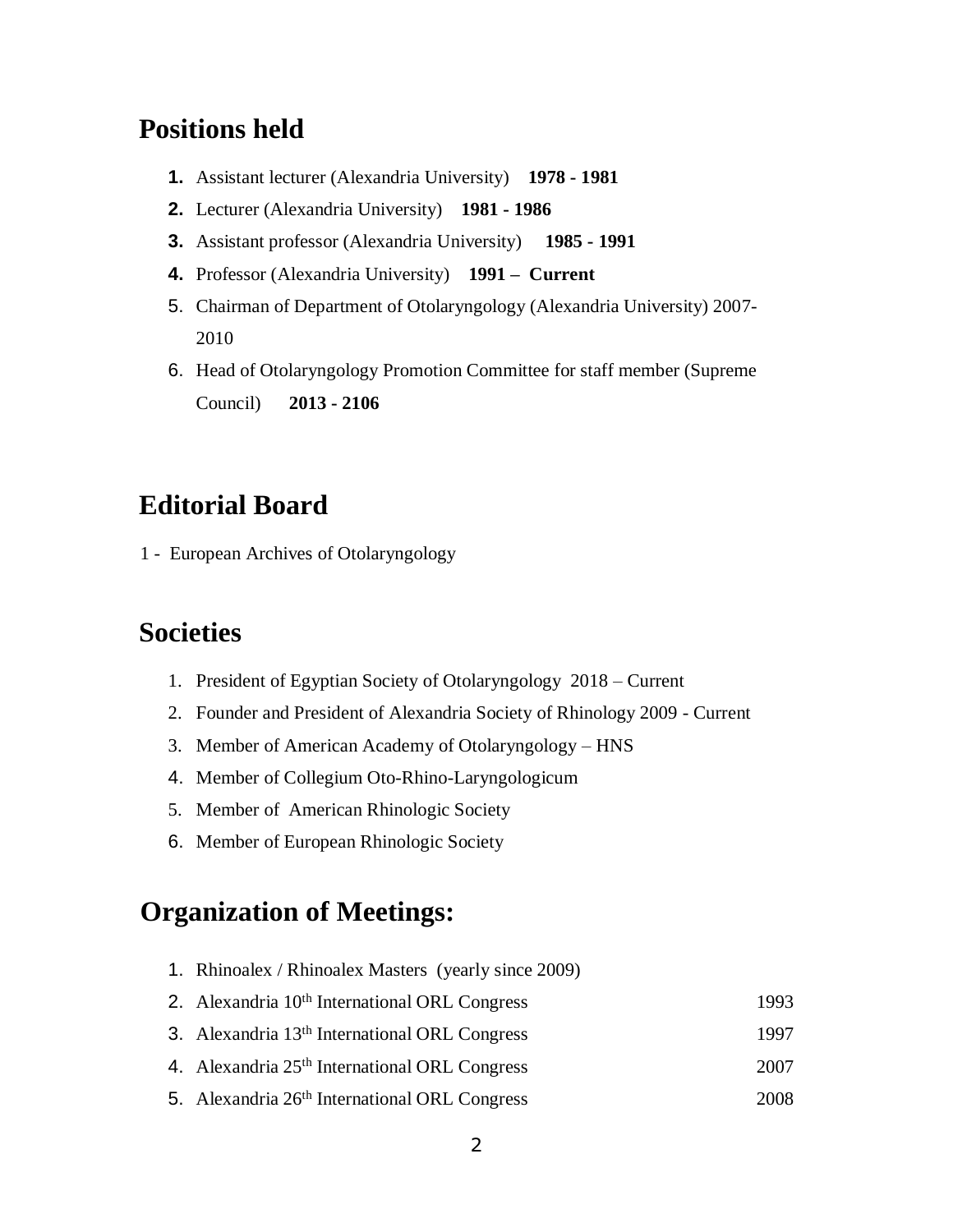## Positions held

1. Assistant lecturer (Alexandria University) **1978 - 1981**
2. Lecturer (Alexandria University) **1981 - 1986**
3. Assistant professor (Alexandria University) **1985 - 1991**
4. Professor (Alexandria University) **1991 – Current**
5. Chairman of Department of Otolaryngology (Alexandria University) 2007-2010
6. Head of Otolaryngology Promotion Committee for staff member (Supreme Council) **2013 - 2106**

## Editorial Board

1 - European Archives of Otolaryngology

## Societies

1. President of Egyptian Society of Otolaryngology 2018 – Current
2. Founder and President of Alexandria Society of Rhinology 2009 - Current
3. Member of American Academy of Otolaryngology – HNS
4. Member of Collegium Oto-Rhino-Laryngologicum
5. Member of American Rhinologic Society
6. Member of European Rhinologic Society

## Organization of Meetings:

1. Rhinoalex / Rhinoalex Masters (yearly since 2009)
2. Alexandria 10th International ORL Congress 1993
3. Alexandria 13th International ORL Congress 1997
4. Alexandria 25th International ORL Congress 2007
5. Alexandria 26th International ORL Congress 2008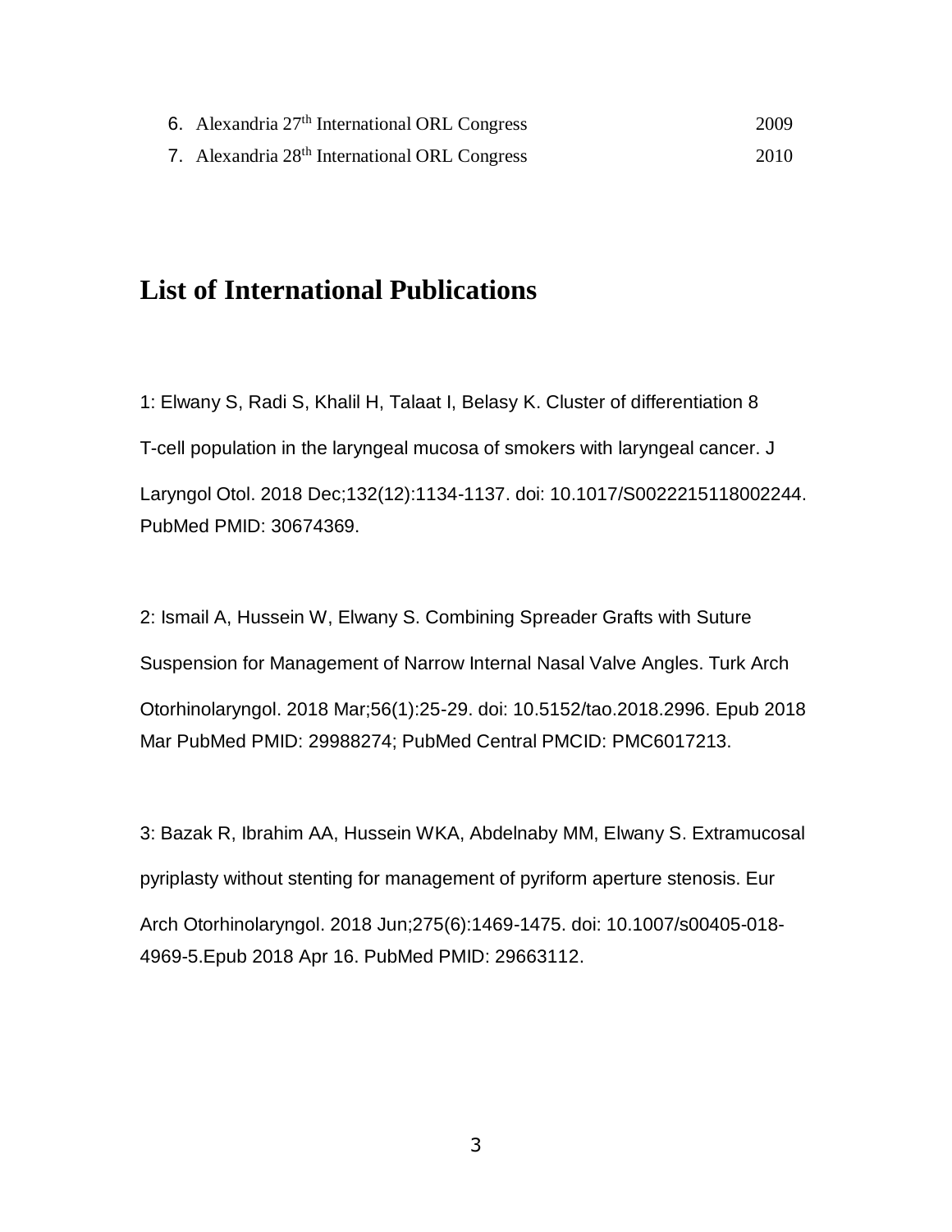6. Alexandria 27th International ORL Congress 2009
7. Alexandria 28th International ORL Congress 2010

## List of International Publications

1: Elwany S, Radi S, Khalil H, Talaat I, Belasy K. Cluster of differentiation 8 T-cell population in the laryngeal mucosa of smokers with laryngeal cancer. J Laryngol Otol. 2018 Dec;132(12):1134-1137. doi: 10.1017/S0022215118002244. PubMed PMID: 30674369.

2: Ismail A, Hussein W, Elwany S. Combining Spreader Grafts with Suture Suspension for Management of Narrow Internal Nasal Valve Angles. Turk Arch Otorhinolaryngol. 2018 Mar;56(1):25-29. doi: 10.5152/tao.2018.2996. Epub 2018 Mar PubMed PMID: 29988274; PubMed Central PMCID: PMC6017213.

3: Bazak R, Ibrahim AA, Hussein WKA, Abdelnaby MM, Elwany S. Extramucosal pyriplasty without stenting for management of pyriform aperture stenosis. Eur Arch Otorhinolaryngol. 2018 Jun;275(6):1469-1475. doi: 10.1007/s00405-018-4969-5.Epub 2018 Apr 16. PubMed PMID: 29663112.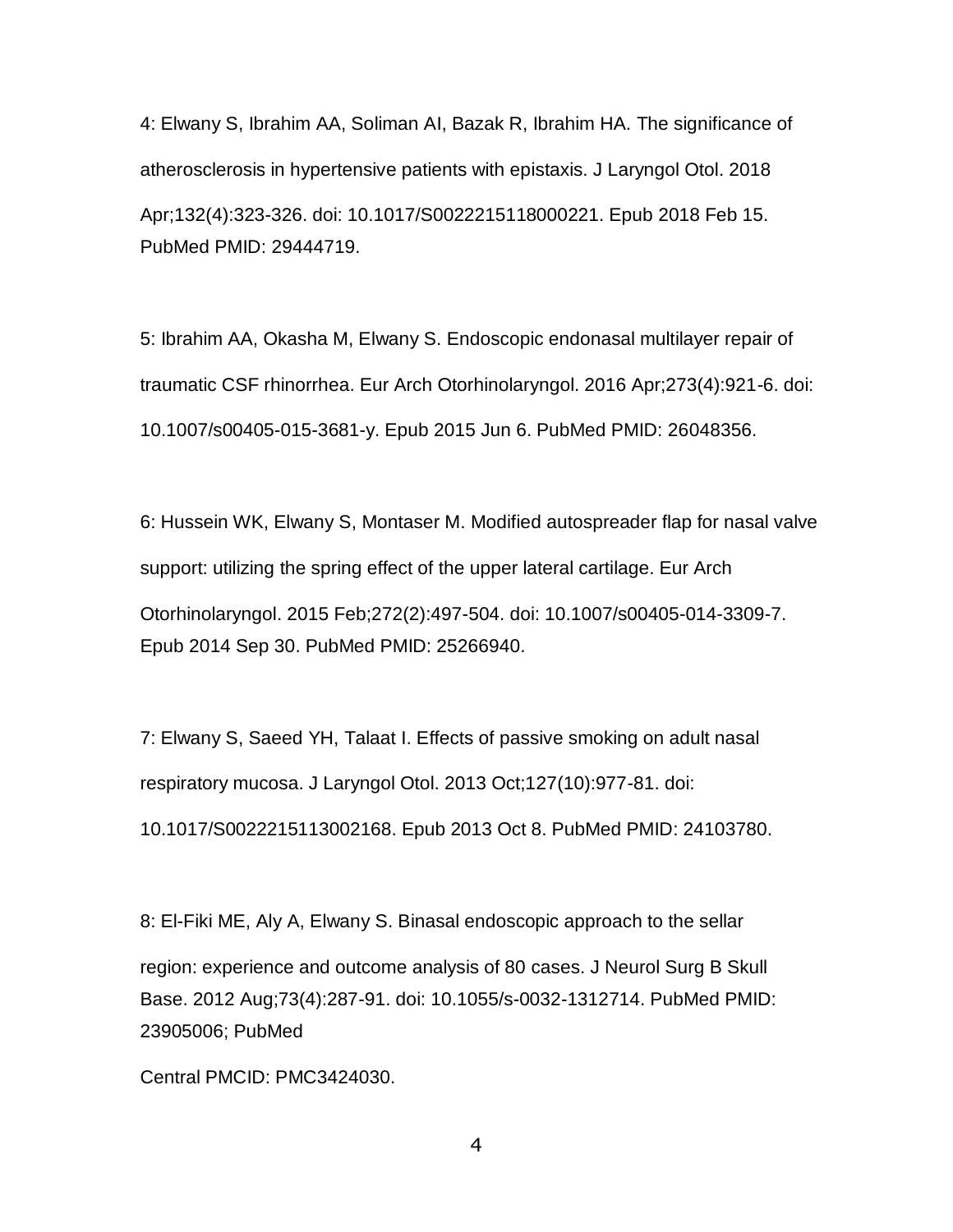4: Elwany S, Ibrahim AA, Soliman AI, Bazak R, Ibrahim HA. The significance of atherosclerosis in hypertensive patients with epistaxis. J Laryngol Otol. 2018 Apr;132(4):323-326. doi: 10.1017/S0022215118000221. Epub 2018 Feb 15. PubMed PMID: 29444719.

5: Ibrahim AA, Okasha M, Elwany S. Endoscopic endonasal multilayer repair of traumatic CSF rhinorrhea. Eur Arch Otorhinolaryngol. 2016 Apr;273(4):921-6. doi: 10.1007/s00405-015-3681-y. Epub 2015 Jun 6. PubMed PMID: 26048356.

6: Hussein WK, Elwany S, Montaser M. Modified autospreader flap for nasal valve support: utilizing the spring effect of the upper lateral cartilage. Eur Arch Otorhinolaryngol. 2015 Feb;272(2):497-504. doi: 10.1007/s00405-014-3309-7. Epub 2014 Sep 30. PubMed PMID: 25266940.

7: Elwany S, Saeed YH, Talaat I. Effects of passive smoking on adult nasal respiratory mucosa. J Laryngol Otol. 2013 Oct;127(10):977-81. doi: 10.1017/S0022215113002168. Epub 2013 Oct 8. PubMed PMID: 24103780.

8: El-Fiki ME, Aly A, Elwany S. Binasal endoscopic approach to the sellar region: experience and outcome analysis of 80 cases. J Neurol Surg B Skull Base. 2012 Aug;73(4):287-91. doi: 10.1055/s-0032-1312714. PubMed PMID: 23905006; PubMed Central PMCID: PMC3424030.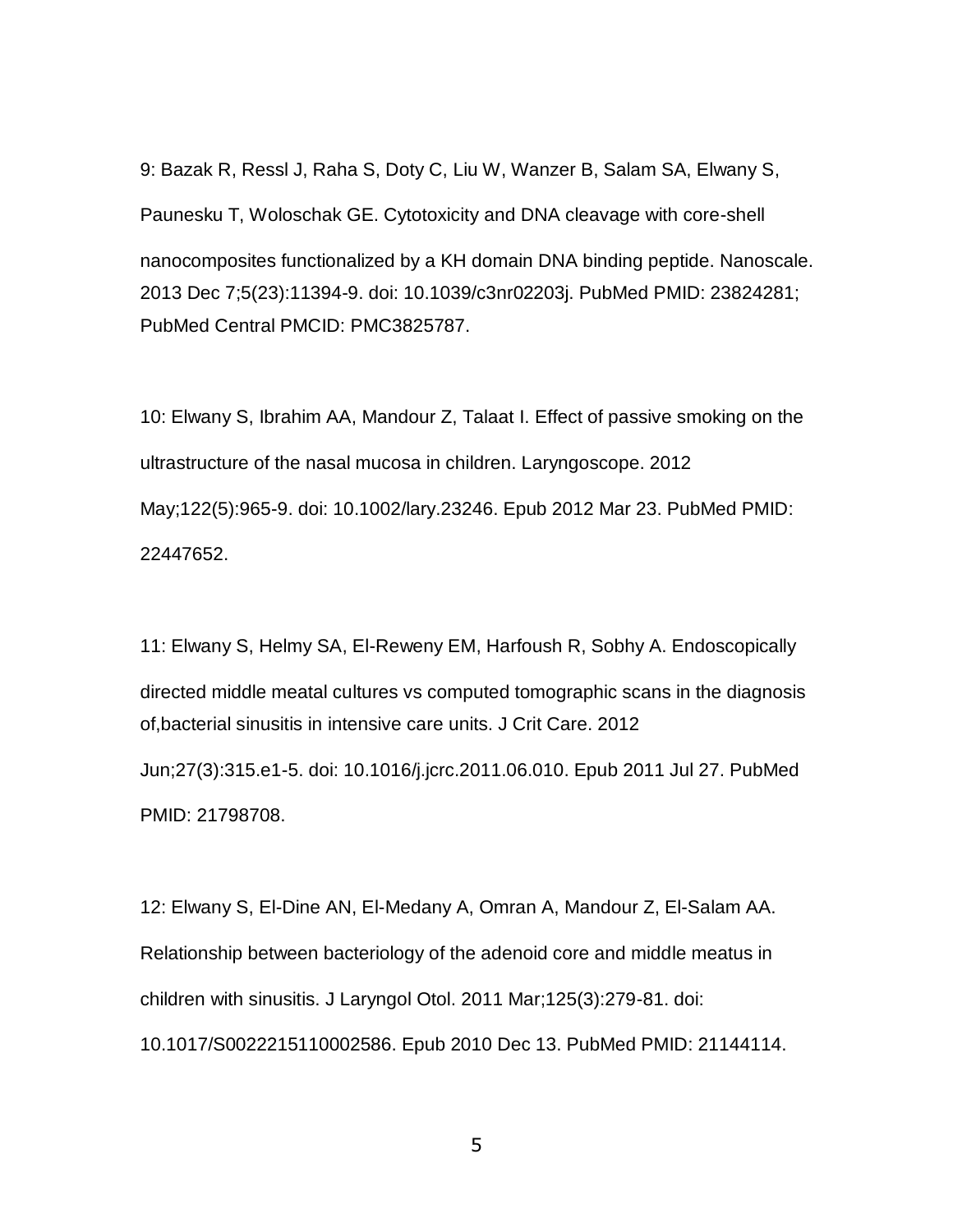9: Bazak R, Ressl J, Raha S, Doty C, Liu W, Wanzer B, Salam SA, Elwany S, Paunesku T, Woloschak GE. Cytotoxicity and DNA cleavage with core-shell nanocomposites functionalized by a KH domain DNA binding peptide. Nanoscale. 2013 Dec 7;5(23):11394-9. doi: 10.1039/c3nr02203j. PubMed PMID: 23824281; PubMed Central PMCID: PMC3825787.

10: Elwany S, Ibrahim AA, Mandour Z, Talaat I. Effect of passive smoking on the ultrastructure of the nasal mucosa in children. Laryngoscope. 2012 May;122(5):965-9. doi: 10.1002/lary.23246. Epub 2012 Mar 23. PubMed PMID: 22447652.

11: Elwany S, Helmy SA, El-Reweny EM, Harfoush R, Sobhy A. Endoscopically directed middle meatal cultures vs computed tomographic scans in the diagnosis of,bacterial sinusitis in intensive care units. J Crit Care. 2012 Jun;27(3):315.e1-5. doi: 10.1016/j.jcrc.2011.06.010. Epub 2011 Jul 27. PubMed PMID: 21798708.

12: Elwany S, El-Dine AN, El-Medany A, Omran A, Mandour Z, El-Salam AA. Relationship between bacteriology of the adenoid core and middle meatus in children with sinusitis. J Laryngol Otol. 2011 Mar;125(3):279-81. doi: 10.1017/S0022215110002586. Epub 2010 Dec 13. PubMed PMID: 21144114.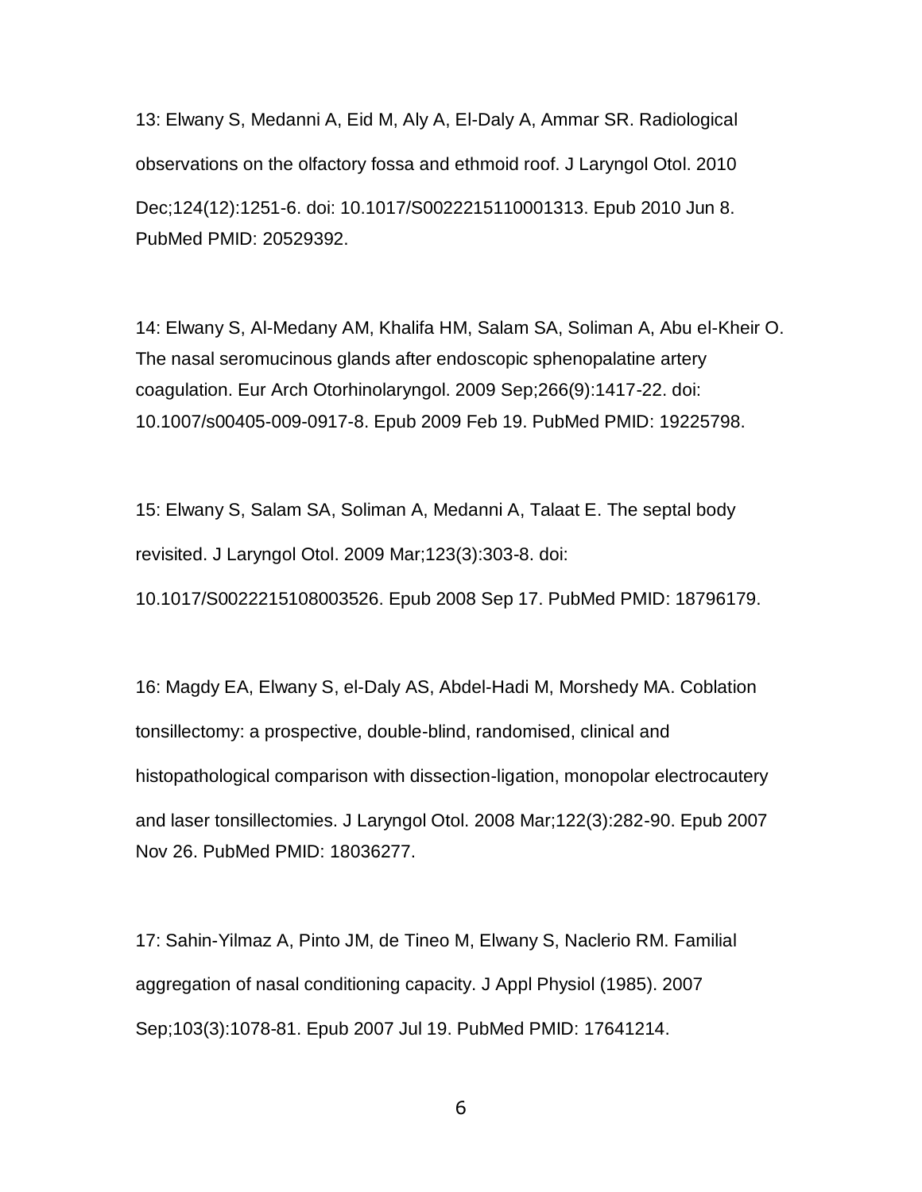13: Elwany S, Medanni A, Eid M, Aly A, El-Daly A, Ammar SR. Radiological observations on the olfactory fossa and ethmoid roof. J Laryngol Otol. 2010 Dec;124(12):1251-6. doi: 10.1017/S0022215110001313. Epub 2010 Jun 8. PubMed PMID: 20529392.

14: Elwany S, Al-Medany AM, Khalifa HM, Salam SA, Soliman A, Abu el-Kheir O. The nasal seromucinous glands after endoscopic sphenopalatine artery coagulation. Eur Arch Otorhinolaryngol. 2009 Sep;266(9):1417-22. doi: 10.1007/s00405-009-0917-8. Epub 2009 Feb 19. PubMed PMID: 19225798.

15: Elwany S, Salam SA, Soliman A, Medanni A, Talaat E. The septal body revisited. J Laryngol Otol. 2009 Mar;123(3):303-8. doi: 10.1017/S0022215108003526. Epub 2008 Sep 17. PubMed PMID: 18796179.

16: Magdy EA, Elwany S, el-Daly AS, Abdel-Hadi M, Morshedy MA. Coblation tonsillectomy: a prospective, double-blind, randomised, clinical and histopathological comparison with dissection-ligation, monopolar electrocautery and laser tonsillectomies. J Laryngol Otol. 2008 Mar;122(3):282-90. Epub 2007 Nov 26. PubMed PMID: 18036277.

17: Sahin-Yilmaz A, Pinto JM, de Tineo M, Elwany S, Naclerio RM. Familial aggregation of nasal conditioning capacity. J Appl Physiol (1985). 2007 Sep;103(3):1078-81. Epub 2007 Jul 19. PubMed PMID: 17641214.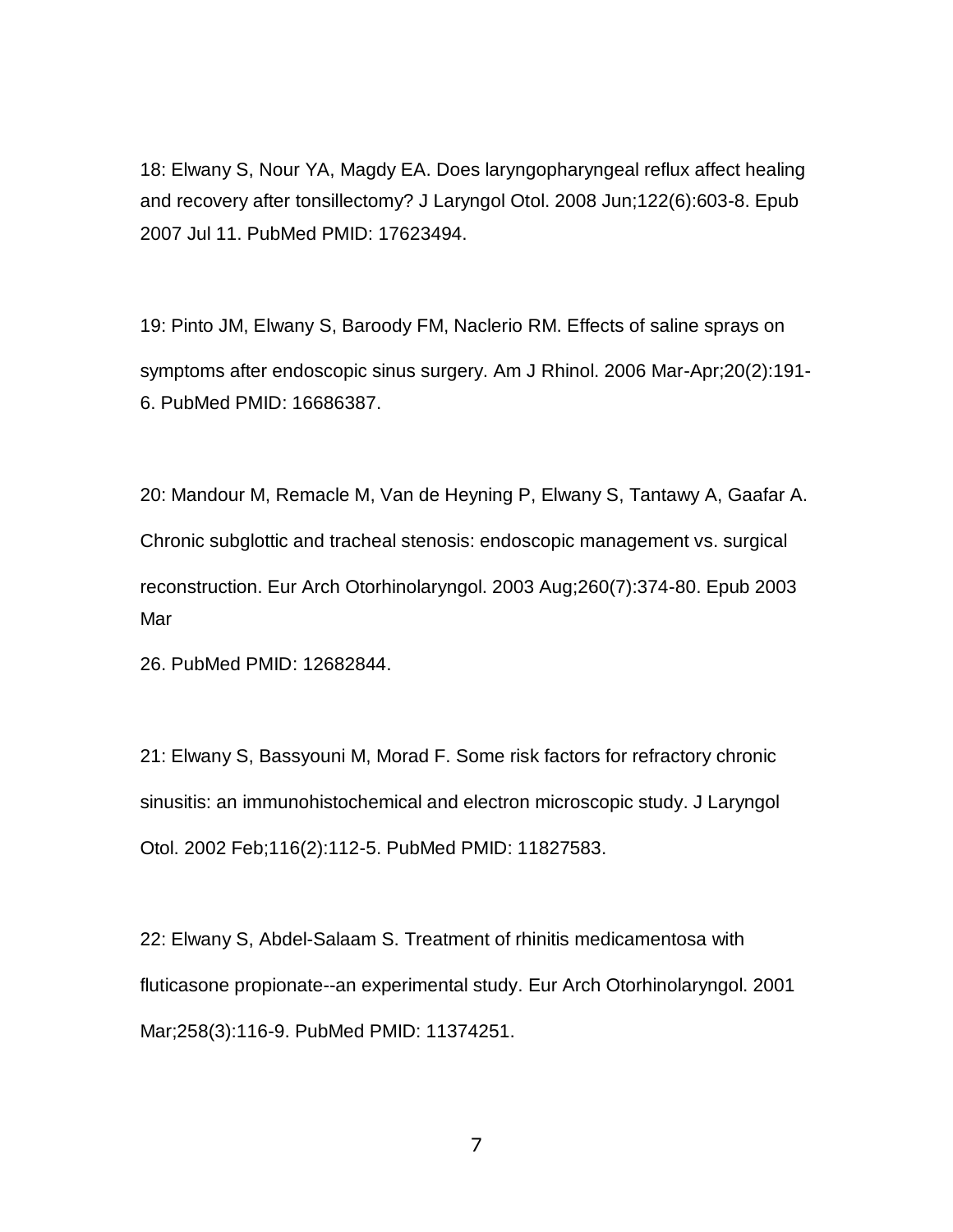18: Elwany S, Nour YA, Magdy EA. Does laryngopharyngeal reflux affect healing and recovery after tonsillectomy? J Laryngol Otol. 2008 Jun;122(6):603-8. Epub 2007 Jul 11. PubMed PMID: 17623494.

19: Pinto JM, Elwany S, Baroody FM, Naclerio RM. Effects of saline sprays on symptoms after endoscopic sinus surgery. Am J Rhinol. 2006 Mar-Apr;20(2):191-6. PubMed PMID: 16686387.

20: Mandour M, Remacle M, Van de Heyning P, Elwany S, Tantawy A, Gaafar A. Chronic subglottic and tracheal stenosis: endoscopic management vs. surgical reconstruction. Eur Arch Otorhinolaryngol. 2003 Aug;260(7):374-80. Epub 2003 Mar 26. PubMed PMID: 12682844.

21: Elwany S, Bassyouni M, Morad F. Some risk factors for refractory chronic sinusitis: an immunohistochemical and electron microscopic study. J Laryngol Otol. 2002 Feb;116(2):112-5. PubMed PMID: 11827583.

22: Elwany S, Abdel-Salaam S. Treatment of rhinitis medicamentosa with fluticasone propionate--an experimental study. Eur Arch Otorhinolaryngol. 2001 Mar;258(3):116-9. PubMed PMID: 11374251.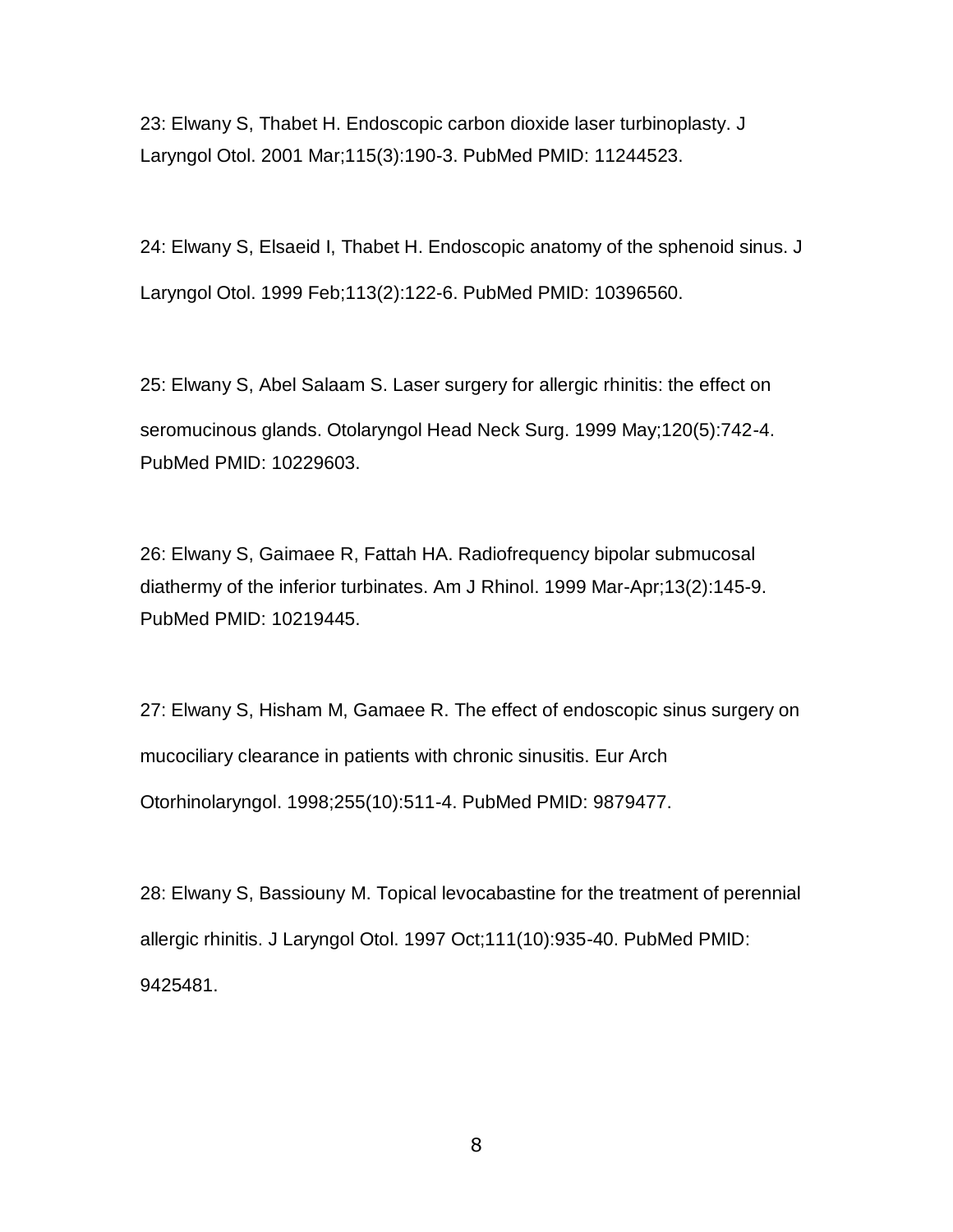23: Elwany S, Thabet H. Endoscopic carbon dioxide laser turbinoplasty. J Laryngol Otol. 2001 Mar;115(3):190-3. PubMed PMID: 11244523.

24: Elwany S, Elsaeid I, Thabet H. Endoscopic anatomy of the sphenoid sinus. J Laryngol Otol. 1999 Feb;113(2):122-6. PubMed PMID: 10396560.

25: Elwany S, Abel Salaam S. Laser surgery for allergic rhinitis: the effect on seromucinous glands. Otolaryngol Head Neck Surg. 1999 May;120(5):742-4. PubMed PMID: 10229603.

26: Elwany S, Gaimaee R, Fattah HA. Radiofrequency bipolar submucosal diathermy of the inferior turbinates. Am J Rhinol. 1999 Mar-Apr;13(2):145-9. PubMed PMID: 10219445.

27: Elwany S, Hisham M, Gamaee R. The effect of endoscopic sinus surgery on mucociliary clearance in patients with chronic sinusitis. Eur Arch Otorhinolaryngol. 1998;255(10):511-4. PubMed PMID: 9879477.

28: Elwany S, Bassiouny M. Topical levocabastine for the treatment of perennial allergic rhinitis. J Laryngol Otol. 1997 Oct;111(10):935-40. PubMed PMID: 9425481.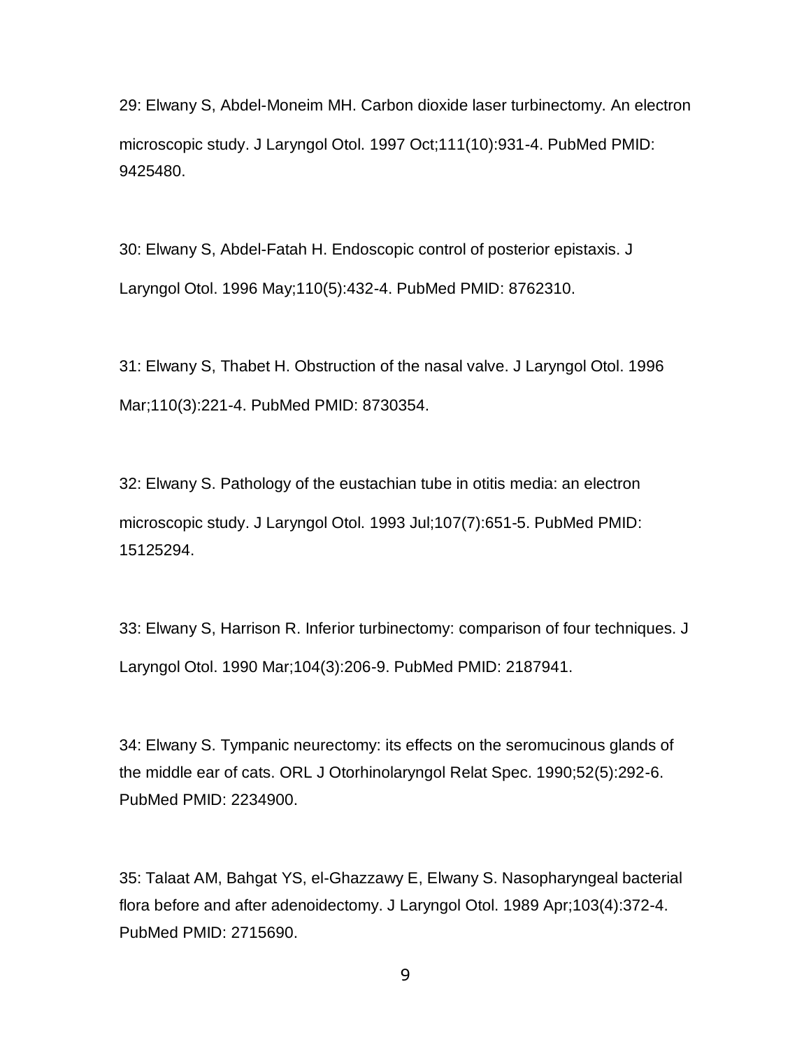29: Elwany S, Abdel-Moneim MH. Carbon dioxide laser turbinectomy. An electron microscopic study. J Laryngol Otol. 1997 Oct;111(10):931-4. PubMed PMID: 9425480.

30: Elwany S, Abdel-Fatah H. Endoscopic control of posterior epistaxis. J Laryngol Otol. 1996 May;110(5):432-4. PubMed PMID: 8762310.

31: Elwany S, Thabet H. Obstruction of the nasal valve. J Laryngol Otol. 1996 Mar;110(3):221-4. PubMed PMID: 8730354.

32: Elwany S. Pathology of the eustachian tube in otitis media: an electron microscopic study. J Laryngol Otol. 1993 Jul;107(7):651-5. PubMed PMID: 15125294.

33: Elwany S, Harrison R. Inferior turbinectomy: comparison of four techniques. J Laryngol Otol. 1990 Mar;104(3):206-9. PubMed PMID: 2187941.

34: Elwany S. Tympanic neurectomy: its effects on the seromucinous glands of the middle ear of cats. ORL J Otorhinolaryngol Relat Spec. 1990;52(5):292-6. PubMed PMID: 2234900.

35: Talaat AM, Bahgat YS, el-Ghazzawy E, Elwany S. Nasopharyngeal bacterial flora before and after adenoidectomy. J Laryngol Otol. 1989 Apr;103(4):372-4. PubMed PMID: 2715690.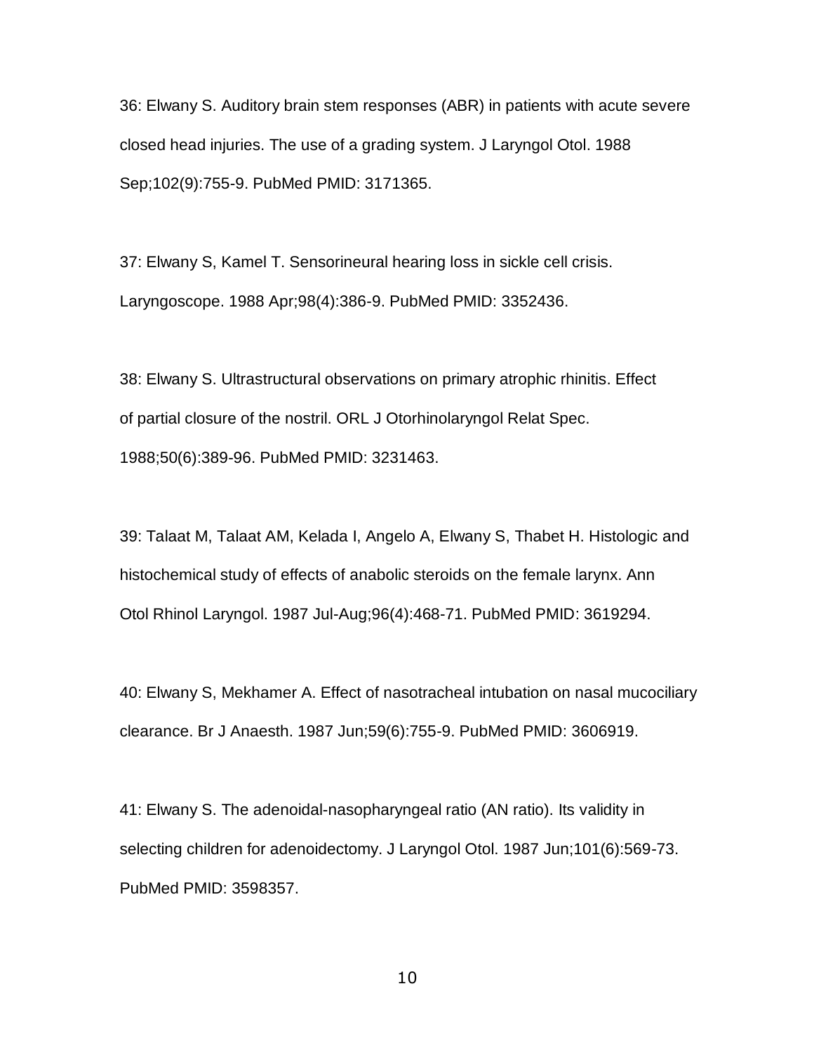36: Elwany S. Auditory brain stem responses (ABR) in patients with acute severe closed head injuries. The use of a grading system. J Laryngol Otol. 1988 Sep;102(9):755-9. PubMed PMID: 3171365.

37: Elwany S, Kamel T. Sensorineural hearing loss in sickle cell crisis. Laryngoscope. 1988 Apr;98(4):386-9. PubMed PMID: 3352436.

38: Elwany S. Ultrastructural observations on primary atrophic rhinitis. Effect of partial closure of the nostril. ORL J Otorhinolaryngol Relat Spec. 1988;50(6):389-96. PubMed PMID: 3231463.

39: Talaat M, Talaat AM, Kelada I, Angelo A, Elwany S, Thabet H. Histologic and histochemical study of effects of anabolic steroids on the female larynx. Ann Otol Rhinol Laryngol. 1987 Jul-Aug;96(4):468-71. PubMed PMID: 3619294.

40: Elwany S, Mekhamer A. Effect of nasotracheal intubation on nasal mucociliary clearance. Br J Anaesth. 1987 Jun;59(6):755-9. PubMed PMID: 3606919.

41: Elwany S. The adenoidal-nasopharyngeal ratio (AN ratio). Its validity in selecting children for adenoidectomy. J Laryngol Otol. 1987 Jun;101(6):569-73. PubMed PMID: 3598357.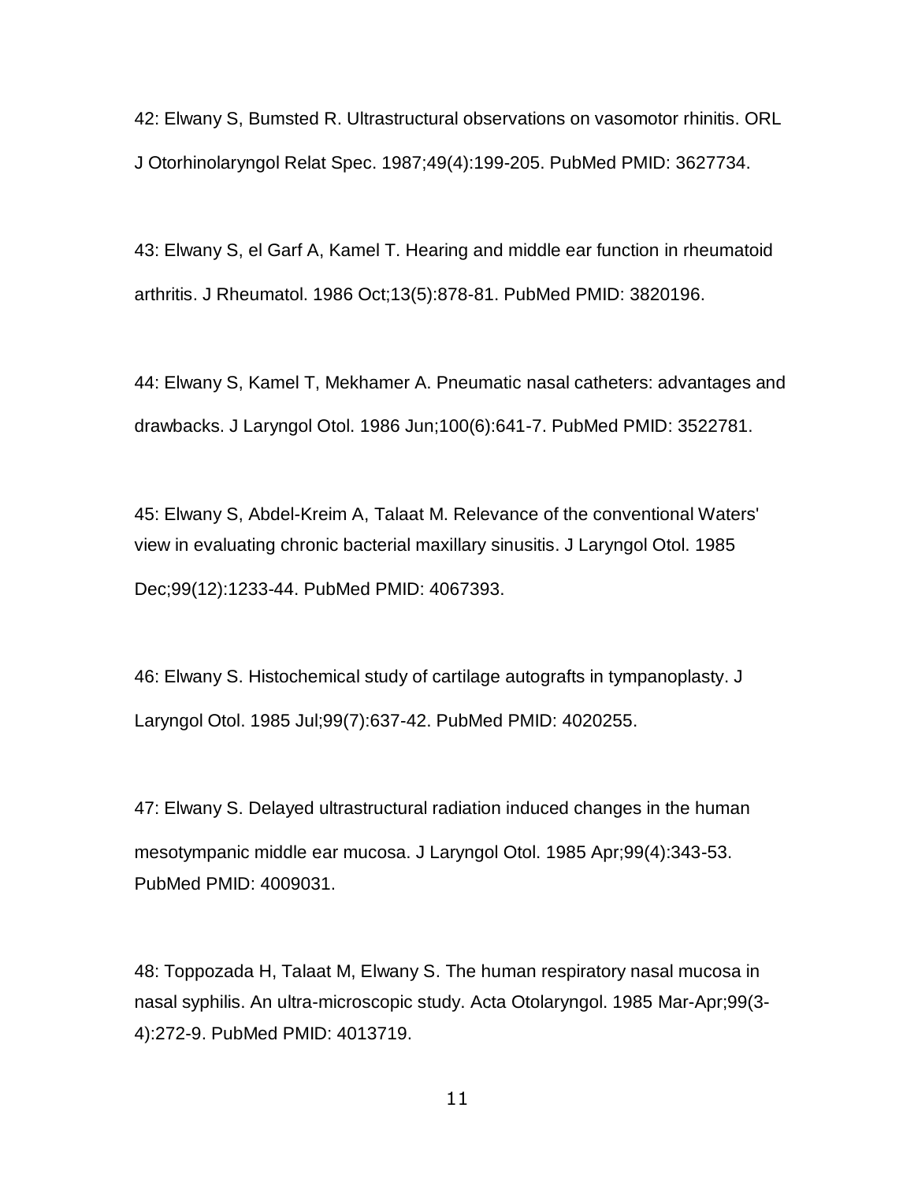42: Elwany S, Bumsted R. Ultrastructural observations on vasomotor rhinitis. ORL J Otorhinolaryngol Relat Spec. 1987;49(4):199-205. PubMed PMID: 3627734.

43: Elwany S, el Garf A, Kamel T. Hearing and middle ear function in rheumatoid arthritis. J Rheumatol. 1986 Oct;13(5):878-81. PubMed PMID: 3820196.

44: Elwany S, Kamel T, Mekhamer A. Pneumatic nasal catheters: advantages and drawbacks. J Laryngol Otol. 1986 Jun;100(6):641-7. PubMed PMID: 3522781.

45: Elwany S, Abdel-Kreim A, Talaat M. Relevance of the conventional Waters' view in evaluating chronic bacterial maxillary sinusitis. J Laryngol Otol. 1985 Dec;99(12):1233-44. PubMed PMID: 4067393.

46: Elwany S. Histochemical study of cartilage autografts in tympanoplasty. J Laryngol Otol. 1985 Jul;99(7):637-42. PubMed PMID: 4020255.

47: Elwany S. Delayed ultrastructural radiation induced changes in the human mesotympanic middle ear mucosa. J Laryngol Otol. 1985 Apr;99(4):343-53. PubMed PMID: 4009031.

48: Toppozada H, Talaat M, Elwany S. The human respiratory nasal mucosa in nasal syphilis. An ultra-microscopic study. Acta Otolaryngol. 1985 Mar-Apr;99(3-4):272-9. PubMed PMID: 4013719.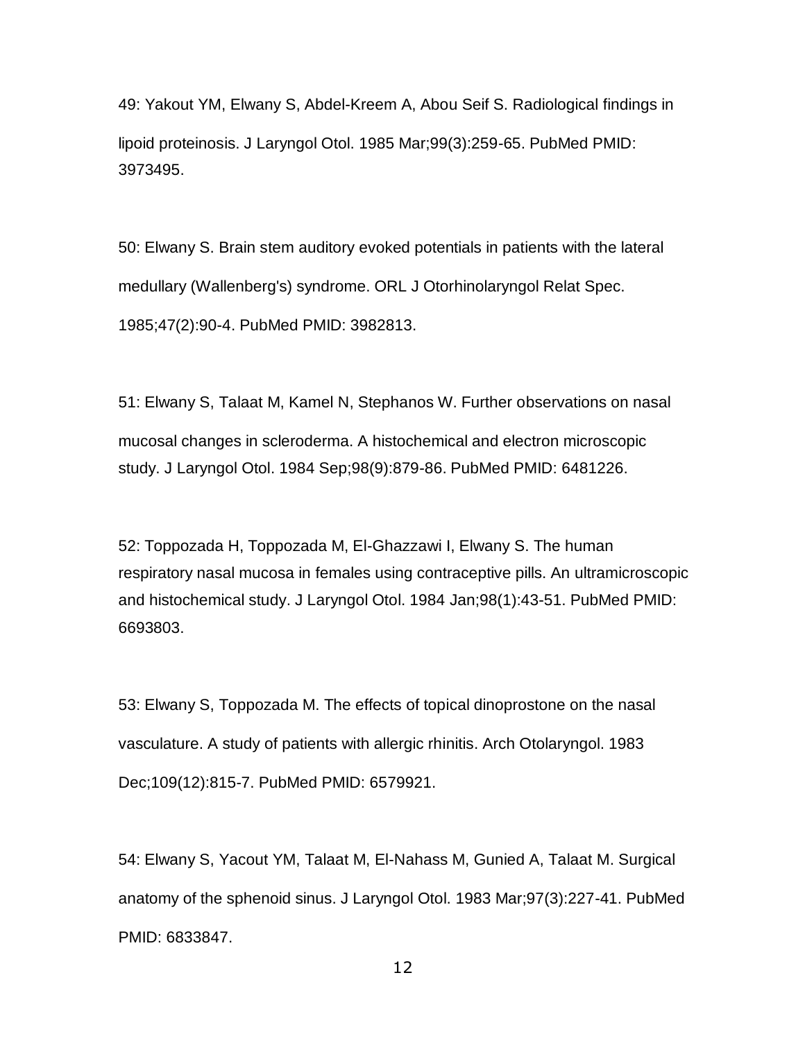49: Yakout YM, Elwany S, Abdel-Kreem A, Abou Seif S. Radiological findings in lipoid proteinosis. J Laryngol Otol. 1985 Mar;99(3):259-65. PubMed PMID: 3973495.

50: Elwany S. Brain stem auditory evoked potentials in patients with the lateral medullary (Wallenberg's) syndrome. ORL J Otorhinolaryngol Relat Spec. 1985;47(2):90-4. PubMed PMID: 3982813.

51: Elwany S, Talaat M, Kamel N, Stephanos W. Further observations on nasal mucosal changes in scleroderma. A histochemical and electron microscopic study. J Laryngol Otol. 1984 Sep;98(9):879-86. PubMed PMID: 6481226.

52: Toppozada H, Toppozada M, El-Ghazzawi I, Elwany S. The human respiratory nasal mucosa in females using contraceptive pills. An ultramicroscopic and histochemical study. J Laryngol Otol. 1984 Jan;98(1):43-51. PubMed PMID: 6693803.

53: Elwany S, Toppozada M. The effects of topical dinoprostone on the nasal vasculature. A study of patients with allergic rhinitis. Arch Otolaryngol. 1983 Dec;109(12):815-7. PubMed PMID: 6579921.

54: Elwany S, Yacout YM, Talaat M, El-Nahass M, Gunied A, Talaat M. Surgical anatomy of the sphenoid sinus. J Laryngol Otol. 1983 Mar;97(3):227-41. PubMed PMID: 6833847.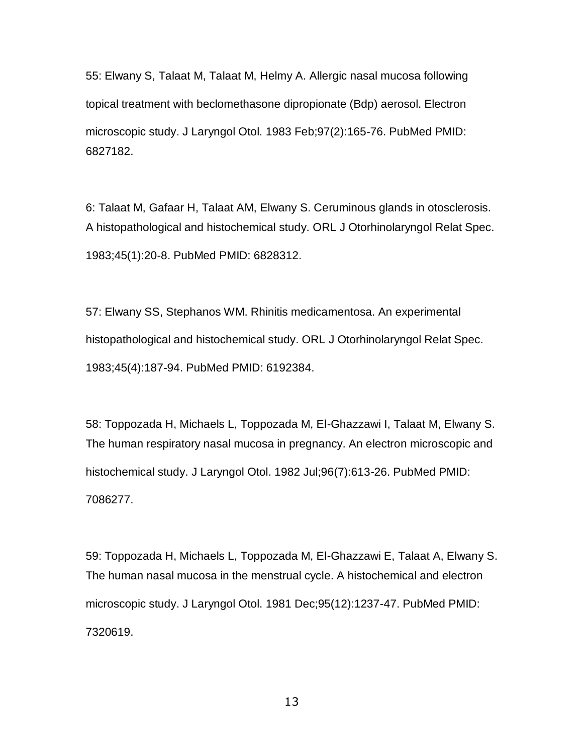55: Elwany S, Talaat M, Talaat M, Helmy A. Allergic nasal mucosa following topical treatment with beclomethasone dipropionate (Bdp) aerosol. Electron microscopic study. J Laryngol Otol. 1983 Feb;97(2):165-76. PubMed PMID: 6827182.

6: Talaat M, Gafaar H, Talaat AM, Elwany S. Ceruminous glands in otosclerosis. A histopathological and histochemical study. ORL J Otorhinolaryngol Relat Spec. 1983;45(1):20-8. PubMed PMID: 6828312.

57: Elwany SS, Stephanos WM. Rhinitis medicamentosa. An experimental histopathological and histochemical study. ORL J Otorhinolaryngol Relat Spec. 1983;45(4):187-94. PubMed PMID: 6192384.

58: Toppozada H, Michaels L, Toppozada M, El-Ghazzawi I, Talaat M, Elwany S. The human respiratory nasal mucosa in pregnancy. An electron microscopic and histochemical study. J Laryngol Otol. 1982 Jul;96(7):613-26. PubMed PMID: 7086277.

59: Toppozada H, Michaels L, Toppozada M, El-Ghazzawi E, Talaat A, Elwany S. The human nasal mucosa in the menstrual cycle. A histochemical and electron microscopic study. J Laryngol Otol. 1981 Dec;95(12):1237-47. PubMed PMID: 7320619.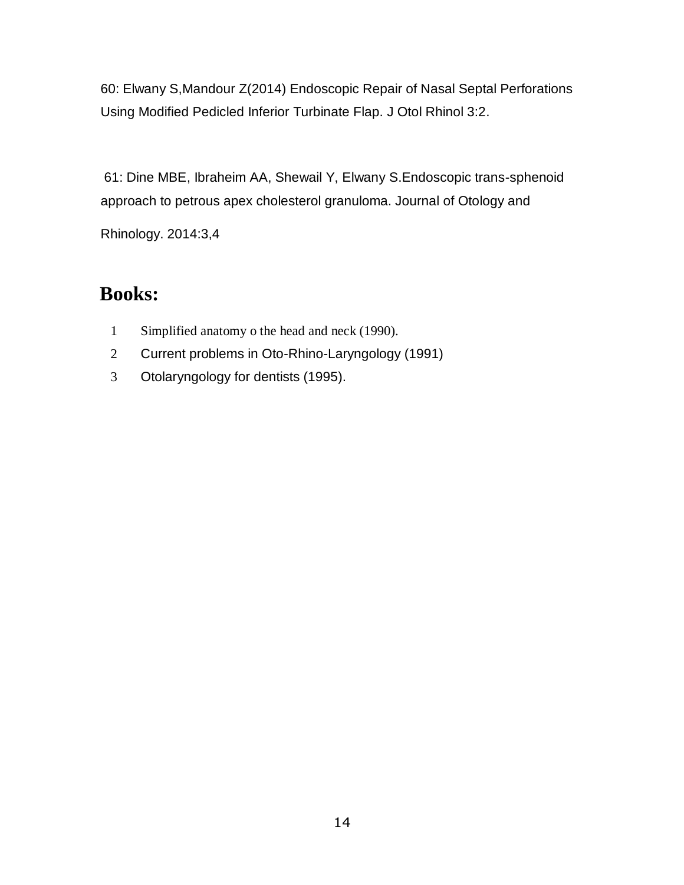60: Elwany S,Mandour Z(2014) Endoscopic Repair of Nasal Septal Perforations Using Modified Pedicled Inferior Turbinate Flap. J Otol Rhinol 3:2.

61: Dine MBE, Ibraheim AA, Shewail Y, Elwany S.Endoscopic trans-sphenoid approach to petrous apex cholesterol granuloma. Journal of Otology and Rhinology. 2014:3,4

## Books:

1. Simplified anatomy o the head and neck (1990).
2. Current problems in Oto-Rhino-Laryngology (1991)
3. Otolaryngology for dentists (1995).